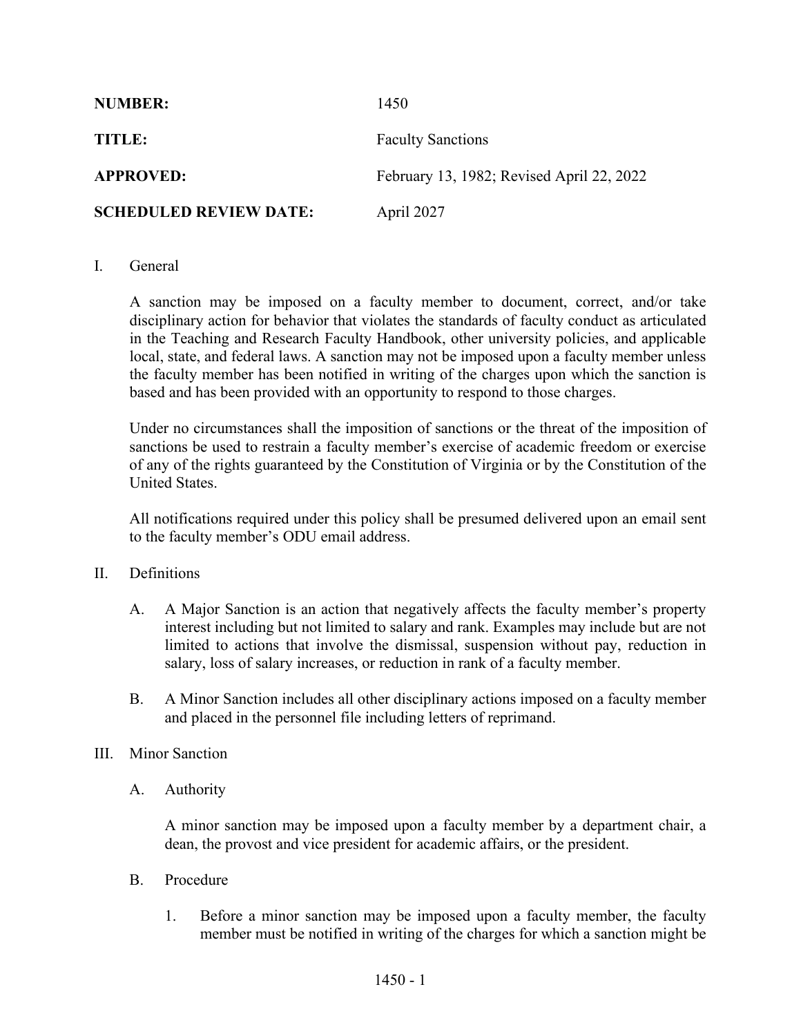**NUMBER:** 1450

**TITLE:** Faculty Sanctions

**APPROVED:** February 13, 1982; Revised April 22, 2022

**SCHEDULED REVIEW DATE:** April 2027

## I. General

A sanction may be imposed on a faculty member to document, correct, and/or take disciplinary action for behavior that violates the standards of faculty conduct as articulated in the Teaching and Research Faculty Handbook, other university policies, and applicable local, state, and federal laws. A sanction may not be imposed upon a faculty member unless the faculty member has been notified in writing of the charges upon which the sanction is based and has been provided with an opportunity to respond to those charges.

Under no circumstances shall the imposition of sanctions or the threat of the imposition of sanctions be used to restrain a faculty member's exercise of academic freedom or exercise of any of the rights guaranteed by the Constitution of Virginia or by the Constitution of the United States.

All notifications required under this policy shall be presumed delivered upon an email sent to the faculty member's ODU email address.

## II. Definitions

A. A Major Sanction is an action that negatively affects the faculty member's property interest including but not limited to salary and rank. Examples may include but are not limited to actions that involve the dismissal, suspension without pay, reduction in salary, loss of salary increases, or reduction in rank of a faculty member.

B. A Minor Sanction includes all other disciplinary actions imposed on a faculty member and placed in the personnel file including letters of reprimand.

## III. Minor Sanction

### A. Authority

A minor sanction may be imposed upon a faculty member by a department chair, a dean, the provost and vice president for academic affairs, or the president.

### B. Procedure

1. Before a minor sanction may be imposed upon a faculty member, the faculty member must be notified in writing of the charges for which a sanction might be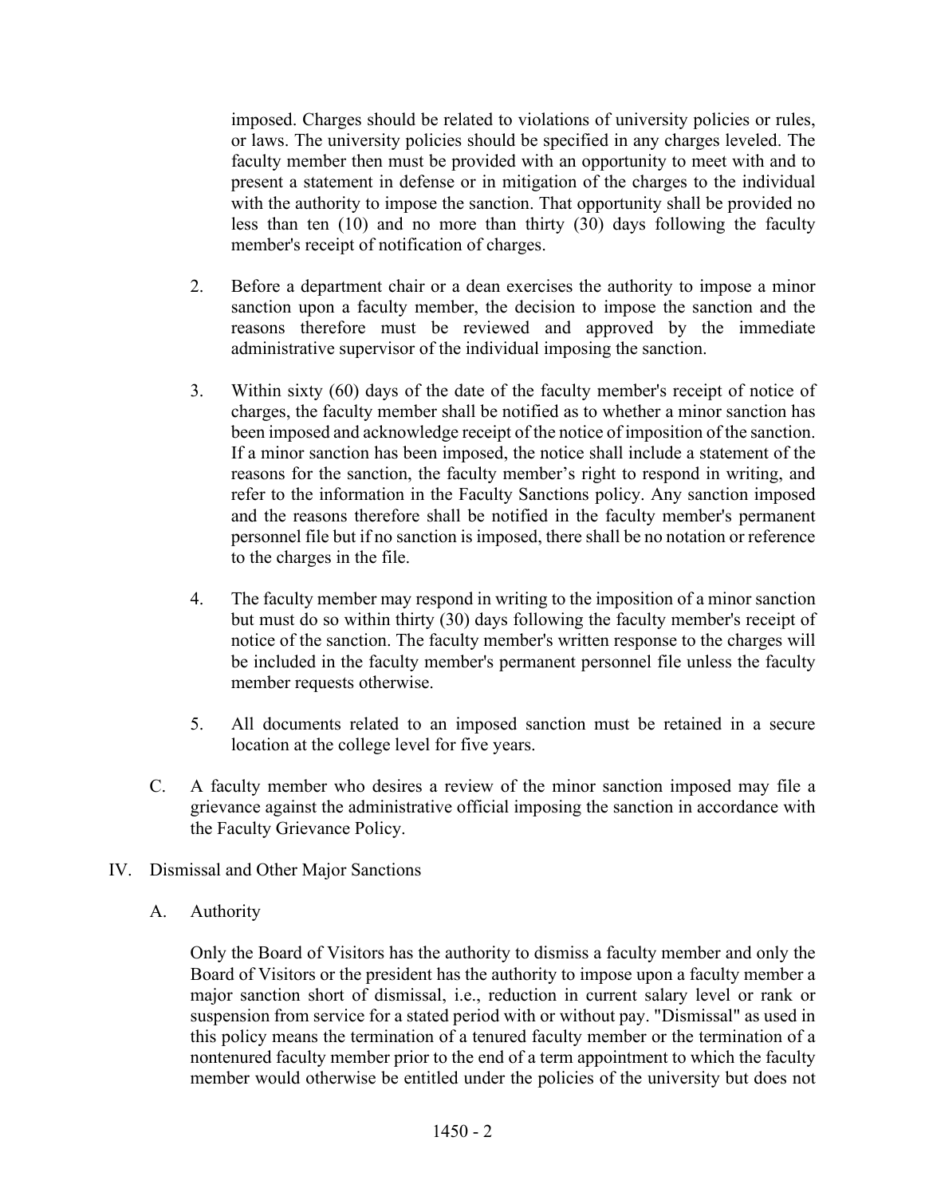imposed. Charges should be related to violations of university policies or rules, or laws. The university policies should be specified in any charges leveled. The faculty member then must be provided with an opportunity to meet with and to present a statement in defense or in mitigation of the charges to the individual with the authority to impose the sanction. That opportunity shall be provided no less than ten (10) and no more than thirty (30) days following the faculty member's receipt of notification of charges.

2. Before a department chair or a dean exercises the authority to impose a minor sanction upon a faculty member, the decision to impose the sanction and the reasons therefore must be reviewed and approved by the immediate administrative supervisor of the individual imposing the sanction.

3. Within sixty (60) days of the date of the faculty member's receipt of notice of charges, the faculty member shall be notified as to whether a minor sanction has been imposed and acknowledge receipt of the notice of imposition of the sanction. If a minor sanction has been imposed, the notice shall include a statement of the reasons for the sanction, the faculty member's right to respond in writing, and refer to the information in the Faculty Sanctions policy. Any sanction imposed and the reasons therefore shall be notified in the faculty member's permanent personnel file but if no sanction is imposed, there shall be no notation or reference to the charges in the file.

4. The faculty member may respond in writing to the imposition of a minor sanction but must do so within thirty (30) days following the faculty member's receipt of notice of the sanction. The faculty member's written response to the charges will be included in the faculty member's permanent personnel file unless the faculty member requests otherwise.

5. All documents related to an imposed sanction must be retained in a secure location at the college level for five years.

C. A faculty member who desires a review of the minor sanction imposed may file a grievance against the administrative official imposing the sanction in accordance with the Faculty Grievance Policy.

## IV. Dismissal and Other Major Sanctions

### A. Authority

Only the Board of Visitors has the authority to dismiss a faculty member and only the Board of Visitors or the president has the authority to impose upon a faculty member a major sanction short of dismissal, i.e., reduction in current salary level or rank or suspension from service for a stated period with or without pay. "Dismissal" as used in this policy means the termination of a tenured faculty member or the termination of a nontenured faculty member prior to the end of a term appointment to which the faculty member would otherwise be entitled under the policies of the university but does not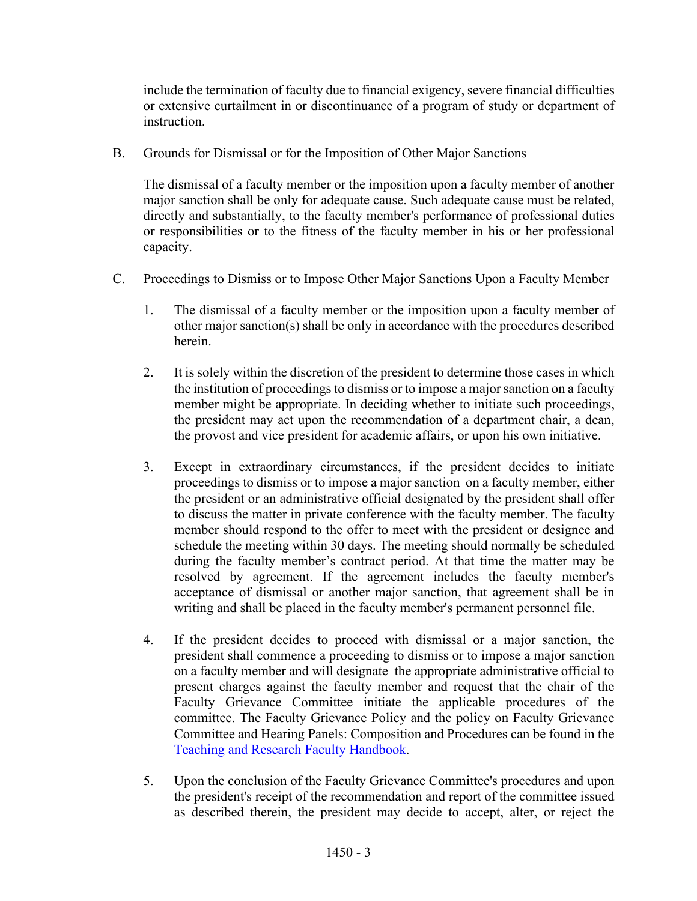include the termination of faculty due to financial exigency, severe financial difficulties or extensive curtailment in or discontinuance of a program of study or department of instruction.

B. Grounds for Dismissal or for the Imposition of Other Major Sanctions

The dismissal of a faculty member or the imposition upon a faculty member of another major sanction shall be only for adequate cause. Such adequate cause must be related, directly and substantially, to the faculty member's performance of professional duties or responsibilities or to the fitness of the faculty member in his or her professional capacity.

C. Proceedings to Dismiss or to Impose Other Major Sanctions Upon a Faculty Member

1. The dismissal of a faculty member or the imposition upon a faculty member of other major sanction(s) shall be only in accordance with the procedures described herein.

2. It is solely within the discretion of the president to determine those cases in which the institution of proceedings to dismiss or to impose a major sanction on a faculty member might be appropriate. In deciding whether to initiate such proceedings, the president may act upon the recommendation of a department chair, a dean, the provost and vice president for academic affairs, or upon his own initiative.

3. Except in extraordinary circumstances, if the president decides to initiate proceedings to dismiss or to impose a major sanction on a faculty member, either the president or an administrative official designated by the president shall offer to discuss the matter in private conference with the faculty member. The faculty member should respond to the offer to meet with the president or designee and schedule the meeting within 30 days. The meeting should normally be scheduled during the faculty member's contract period. At that time the matter may be resolved by agreement. If the agreement includes the faculty member's acceptance of dismissal or another major sanction, that agreement shall be in writing and shall be placed in the faculty member's permanent personnel file.

4. If the president decides to proceed with dismissal or a major sanction, the president shall commence a proceeding to dismiss or to impose a major sanction on a faculty member and will designate the appropriate administrative official to present charges against the faculty member and request that the chair of the Faculty Grievance Committee initiate the applicable procedures of the committee. The Faculty Grievance Policy and the policy on Faculty Grievance Committee and Hearing Panels: Composition and Procedures can be found in the Teaching and Research Faculty Handbook.

5. Upon the conclusion of the Faculty Grievance Committee's procedures and upon the president's receipt of the recommendation and report of the committee issued as described therein, the president may decide to accept, alter, or reject the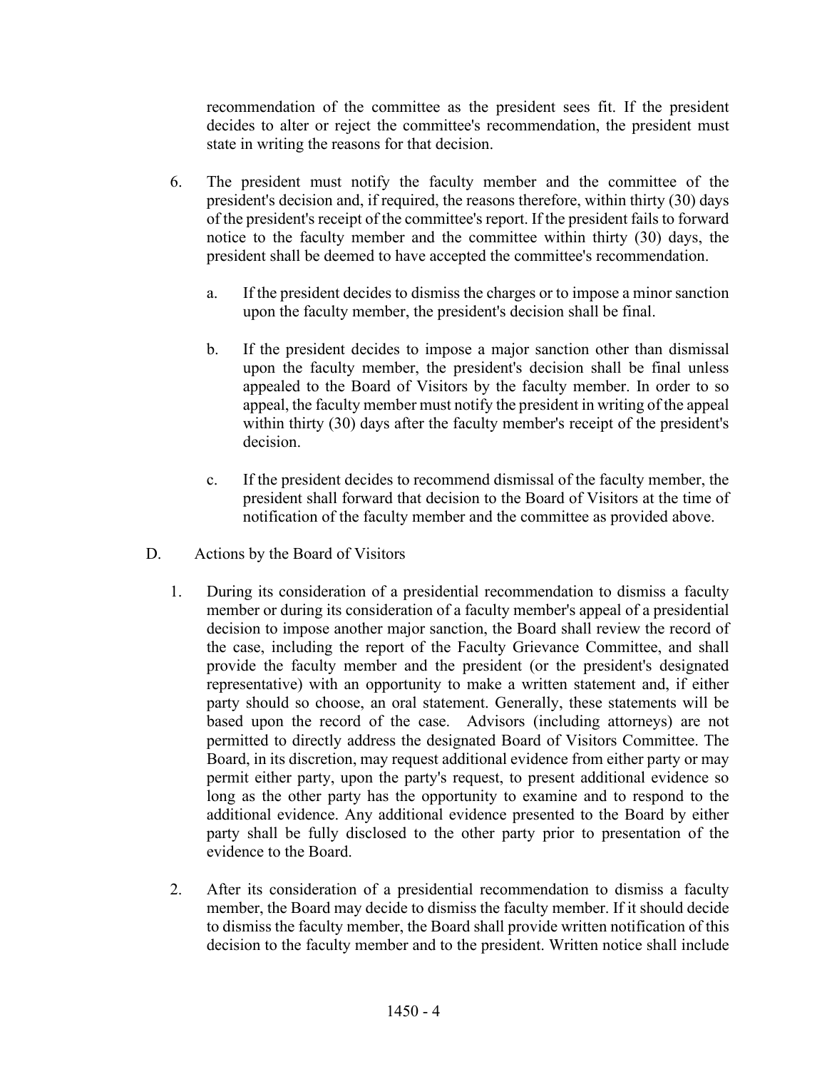recommendation of the committee as the president sees fit. If the president decides to alter or reject the committee's recommendation, the president must state in writing the reasons for that decision.

6. The president must notify the faculty member and the committee of the president's decision and, if required, the reasons therefore, within thirty (30) days of the president's receipt of the committee's report. If the president fails to forward notice to the faculty member and the committee within thirty (30) days, the president shall be deemed to have accepted the committee's recommendation.

   a. If the president decides to dismiss the charges or to impose a minor sanction upon the faculty member, the president's decision shall be final.

   b. If the president decides to impose a major sanction other than dismissal upon the faculty member, the president's decision shall be final unless appealed to the Board of Visitors by the faculty member. In order to so appeal, the faculty member must notify the president in writing of the appeal within thirty (30) days after the faculty member's receipt of the president's decision.

   c. If the president decides to recommend dismissal of the faculty member, the president shall forward that decision to the Board of Visitors at the time of notification of the faculty member and the committee as provided above.

D. Actions by the Board of Visitors

1. During its consideration of a presidential recommendation to dismiss a faculty member or during its consideration of a faculty member's appeal of a presidential decision to impose another major sanction, the Board shall review the record of the case, including the report of the Faculty Grievance Committee, and shall provide the faculty member and the president (or the president's designated representative) with an opportunity to make a written statement and, if either party should so choose, an oral statement. Generally, these statements will be based upon the record of the case. Advisors (including attorneys) are not permitted to directly address the designated Board of Visitors Committee. The Board, in its discretion, may request additional evidence from either party or may permit either party, upon the party's request, to present additional evidence so long as the other party has the opportunity to examine and to respond to the additional evidence. Any additional evidence presented to the Board by either party shall be fully disclosed to the other party prior to presentation of the evidence to the Board.

2. After its consideration of a presidential recommendation to dismiss a faculty member, the Board may decide to dismiss the faculty member. If it should decide to dismiss the faculty member, the Board shall provide written notification of this decision to the faculty member and to the president. Written notice shall include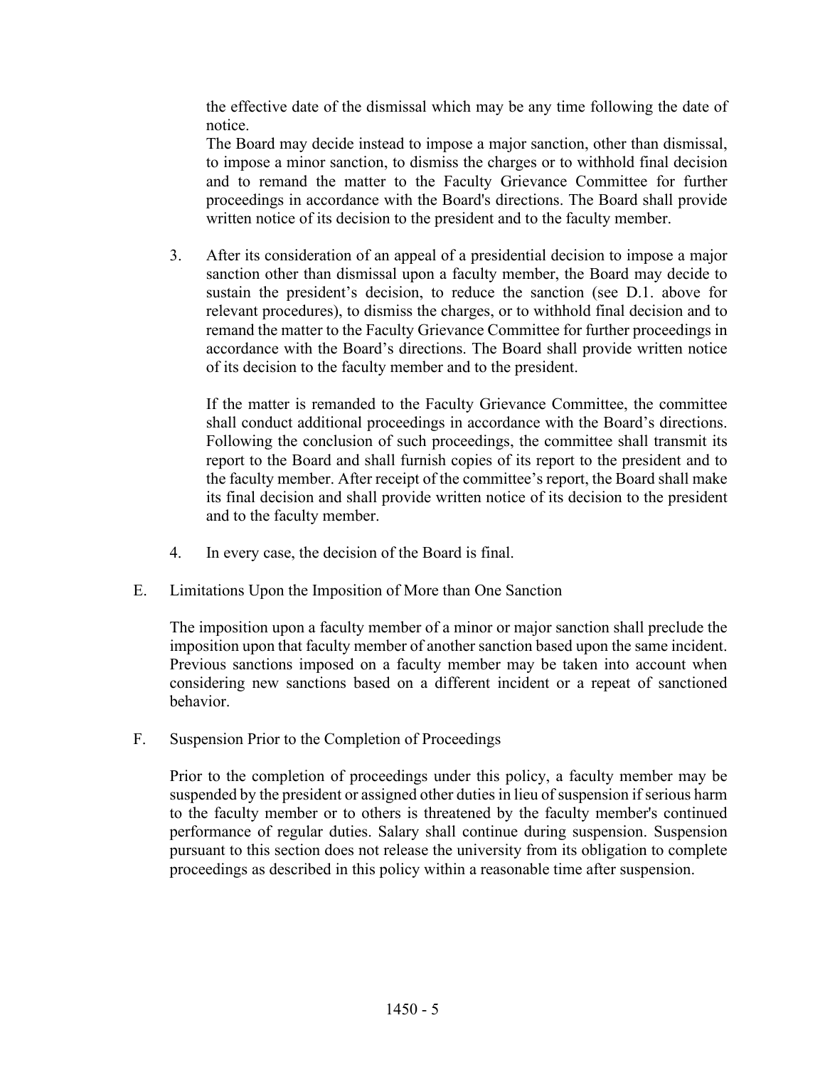the effective date of the dismissal which may be any time following the date of notice.

The Board may decide instead to impose a major sanction, other than dismissal, to impose a minor sanction, to dismiss the charges or to withhold final decision and to remand the matter to the Faculty Grievance Committee for further proceedings in accordance with the Board's directions. The Board shall provide written notice of its decision to the president and to the faculty member.

3. After its consideration of an appeal of a presidential decision to impose a major sanction other than dismissal upon a faculty member, the Board may decide to sustain the president's decision, to reduce the sanction (see D.1. above for relevant procedures), to dismiss the charges, or to withhold final decision and to remand the matter to the Faculty Grievance Committee for further proceedings in accordance with the Board's directions. The Board shall provide written notice of its decision to the faculty member and to the president.

   If the matter is remanded to the Faculty Grievance Committee, the committee shall conduct additional proceedings in accordance with the Board's directions. Following the conclusion of such proceedings, the committee shall transmit its report to the Board and shall furnish copies of its report to the president and to the faculty member. After receipt of the committee's report, the Board shall make its final decision and shall provide written notice of its decision to the president and to the faculty member.

4. In every case, the decision of the Board is final.

E. Limitations Upon the Imposition of More than One Sanction

The imposition upon a faculty member of a minor or major sanction shall preclude the imposition upon that faculty member of another sanction based upon the same incident. Previous sanctions imposed on a faculty member may be taken into account when considering new sanctions based on a different incident or a repeat of sanctioned behavior.

F. Suspension Prior to the Completion of Proceedings

Prior to the completion of proceedings under this policy, a faculty member may be suspended by the president or assigned other duties in lieu of suspension if serious harm to the faculty member or to others is threatened by the faculty member's continued performance of regular duties. Salary shall continue during suspension. Suspension pursuant to this section does not release the university from its obligation to complete proceedings as described in this policy within a reasonable time after suspension.